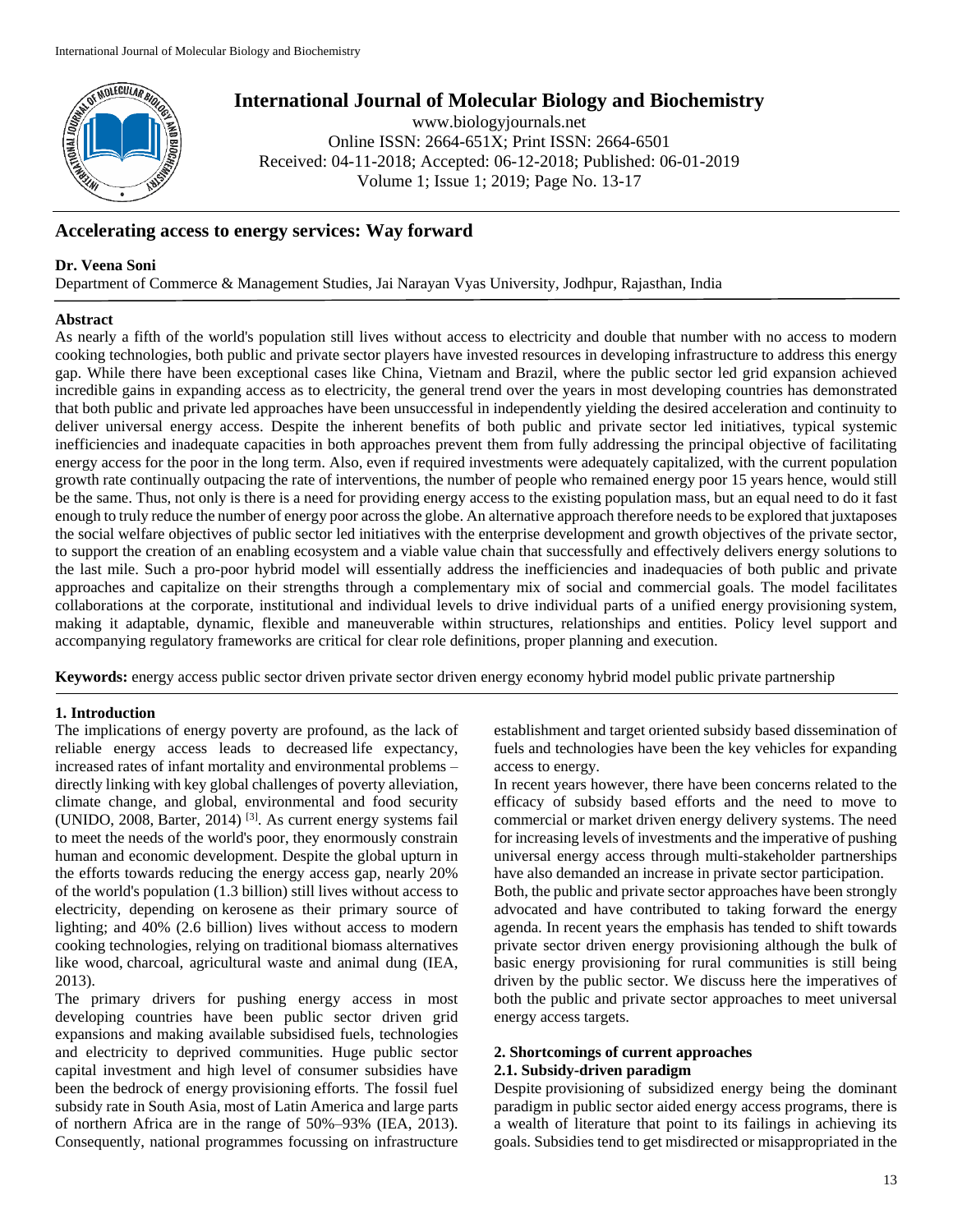# Accelerating access to energy services: Way forward

**Dr. Veena Soni**

Department of Commerce & Management Studies, Jai Narayan Vyas University, Jodhpur, Rajasthan, India

Received: 04-11-2018; Accepted: 06-12-2018; Published: 06-01-2019

## Abstract

As nearly a fifth of the world's population still lives without access to electricity and double that number with no access to modern cooking technologies, both public and private sector players have invested resources in developing infrastructure to address this energy gap. While there have been exceptional cases like China, Vietnam and Brazil, where the public sector led grid expansion achieved incredible gains in expanding access as to electricity, the general trend over the years in most developing countries has demonstrated that both public and private led approaches have been unsuccessful in independently yielding the desired acceleration and continuity to deliver universal energy access. Despite the inherent benefits of both public and private sector led initiatives, typical systemic inefficiencies and inadequate capacities in both approaches prevent them from fully addressing the principal objective of facilitating energy access for the poor in the long term. Also, even if required investments were adequately capitalized, with the current population growth rate continually outpacing the rate of interventions, the number of people who remained energy poor 15 years hence, would still be the same. Thus, not only is there is a need for providing energy access to the existing population mass, but an equal need to do it fast enough to truly reduce the number of energy poor across the globe. An alternative approach therefore needs to be explored that juxtaposes the social welfare objectives of public sector led initiatives with the enterprise development and growth objectives of the private sector, to support the creation of an enabling ecosystem and a viable value chain that successfully and effectively delivers energy solutions to the last mile. Such a pro-poor hybrid model will essentially address the inefficiencies and inadequacies of both public and private approaches and capitalize on their strengths through a complementary mix of social and commercial goals. The model facilitates collaborations at the corporate, institutional and individual levels to drive individual parts of a unified energy provisioning system, making it adaptable, dynamic, flexible and maneuverable within structures, relationships and entities. Policy level support and accompanying regulatory frameworks are critical for clear role definitions, proper planning and execution.

**Keywords:** energy access public sector driven private sector driven energy economy hybrid model public private partnership

## 1. Introduction

The implications of energy poverty are profound, as the lack of reliable energy access leads to decreased life expectancy, increased rates of infant mortality and environmental problems – directly linking with key global challenges of poverty alleviation, climate change, and global, environmental and food security (UNIDO, 2008, Barter, 2014) [3]. As current energy systems fail to meet the needs of the world's poor, they enormously constrain human and economic development. Despite the global upturn in the efforts towards reducing the energy access gap, nearly 20% of the world's population (1.3 billion) still lives without access to electricity, depending on kerosene as their primary source of lighting; and 40% (2.6 billion) lives without access to modern cooking technologies, relying on traditional biomass alternatives like wood, charcoal, agricultural waste and animal dung (IEA, 2013).

The primary drivers for pushing energy access in most developing countries have been public sector driven grid expansions and making available subsidised fuels, technologies and electricity to deprived communities. Huge public sector capital investment and high level of consumer subsidies have been the bedrock of energy provisioning efforts. The fossil fuel subsidy rate in South Asia, most of Latin America and large parts of northern Africa are in the range of 50%–93% (IEA, 2013). Consequently, national programmes focussing on infrastructure establishment and target oriented subsidy based dissemination of fuels and technologies have been the key vehicles for expanding access to energy.

In recent years however, there have been concerns related to the efficacy of subsidy based efforts and the need to move to commercial or market driven energy delivery systems. The need for increasing levels of investments and the imperative of pushing universal energy access through multi-stakeholder partnerships have also demanded an increase in private sector participation.

Both, the public and private sector approaches have been strongly advocated and have contributed to taking forward the energy agenda. In recent years the emphasis has tended to shift towards private sector driven energy provisioning although the bulk of basic energy provisioning for rural communities is still being driven by the public sector. We discuss here the imperatives of both the public and private sector approaches to meet universal energy access targets.

## 2. Shortcomings of current approaches

### 2.1. Subsidy-driven paradigm

Despite provisioning of subsidized energy being the dominant paradigm in public sector aided energy access programs, there is a wealth of literature that point to its failings in achieving its goals. Subsidies tend to get misdirected or misappropriated in the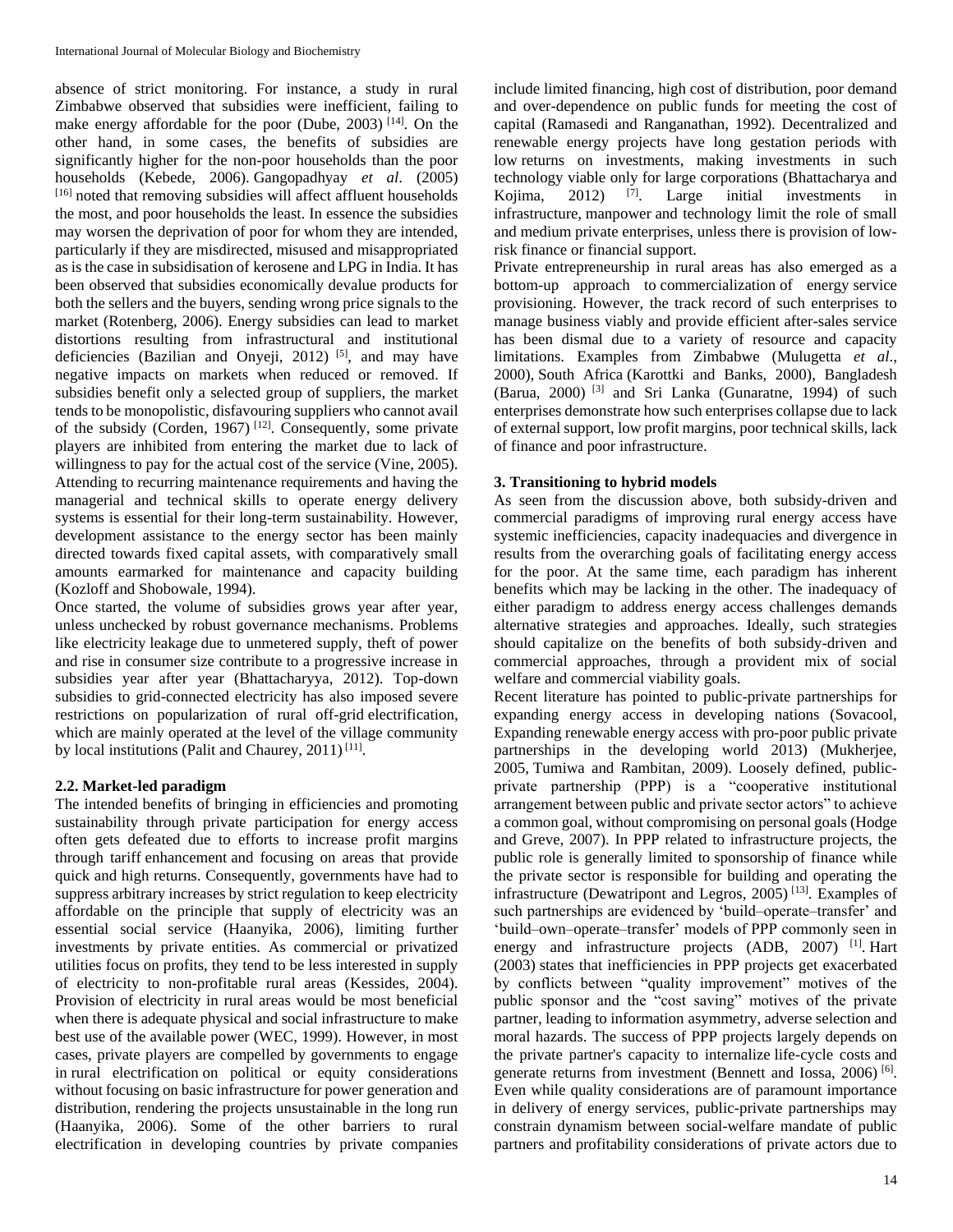absence of strict monitoring. For instance, a study in rural Zimbabwe observed that subsidies were inefficient, failing to make energy affordable for the poor (Dube, 2003) [14]. On the other hand, in some cases, the benefits of subsidies are significantly higher for the non-poor households than the poor households (Kebede, 2006). Gangopadhyay *et al*. (2005) [16] noted that removing subsidies will affect affluent households the most, and poor households the least. In essence the subsidies may worsen the deprivation of poor for whom they are intended, particularly if they are misdirected, misused and misappropriated as is the case in subsidisation of kerosene and LPG in India. It has been observed that subsidies economically devalue products for both the sellers and the buyers, sending wrong price signals to the market (Rotenberg, 2006). Energy subsidies can lead to market distortions resulting from infrastructural and institutional deficiencies (Bazilian and Onyeji, 2012) [5], and may have negative impacts on markets when reduced or removed. If subsidies benefit only a selected group of suppliers, the market tends to be monopolistic, disfavouring suppliers who cannot avail of the subsidy (Corden, 1967) [12]. Consequently, some private players are inhibited from entering the market due to lack of willingness to pay for the actual cost of the service (Vine, 2005). Attending to recurring maintenance requirements and having the managerial and technical skills to operate energy delivery systems is essential for their long-term sustainability. However, development assistance to the energy sector has been mainly directed towards fixed capital assets, with comparatively small amounts earmarked for maintenance and capacity building (Kozloff and Shobowale, 1994).

Once started, the volume of subsidies grows year after year, unless unchecked by robust governance mechanisms. Problems like electricity leakage due to unmetered supply, theft of power and rise in consumer size contribute to a progressive increase in subsidies year after year (Bhattacharyya, 2012). Top-down subsidies to grid-connected electricity has also imposed severe restrictions on popularization of rural off-grid electrification, which are mainly operated at the level of the village community by local institutions (Palit and Chaurey, 2011) [11].

### 2.2. Market-led paradigm

The intended benefits of bringing in efficiencies and promoting sustainability through private participation for energy access often gets defeated due to efforts to increase profit margins through tariff enhancement and focusing on areas that provide quick and high returns. Consequently, governments have had to suppress arbitrary increases by strict regulation to keep electricity affordable on the principle that supply of electricity was an essential social service (Haanyika, 2006), limiting further investments by private entities. As commercial or privatized utilities focus on profits, they tend to be less interested in supply of electricity to non-profitable rural areas (Kessides, 2004). Provision of electricity in rural areas would be most beneficial when there is adequate physical and social infrastructure to make best use of the available power (WEC, 1999). However, in most cases, private players are compelled by governments to engage in rural electrification on political or equity considerations without focusing on basic infrastructure for power generation and distribution, rendering the projects unsustainable in the long run (Haanyika, 2006). Some of the other barriers to rural electrification in developing countries by private companies include limited financing, high cost of distribution, poor demand and over-dependence on public funds for meeting the cost of capital (Ramasedi and Ranganathan, 1992). Decentralized and renewable energy projects have long gestation periods with low returns on investments, making investments in such technology viable only for large corporations (Bhattacharya and Kojima, 2012) [7]. Large initial investments in infrastructure, manpower and technology limit the role of small and medium private enterprises, unless there is provision of low-risk finance or financial support.

Private entrepreneurship in rural areas has also emerged as a bottom-up approach to commercialization of energy service provisioning. However, the track record of such enterprises to manage business viably and provide efficient after-sales service has been dismal due to a variety of resource and capacity limitations. Examples from Zimbabwe (Mulugetta *et al*., 2000), South Africa (Karottki and Banks, 2000), Bangladesh (Barua, 2000) [3] and Sri Lanka (Gunaratne, 1994) of such enterprises demonstrate how such enterprises collapse due to lack of external support, low profit margins, poor technical skills, lack of finance and poor infrastructure.

## 3. Transitioning to hybrid models

As seen from the discussion above, both subsidy-driven and commercial paradigms of improving rural energy access have systemic inefficiencies, capacity inadequacies and divergence in results from the overarching goals of facilitating energy access for the poor. At the same time, each paradigm has inherent benefits which may be lacking in the other. The inadequacy of either paradigm to address energy access challenges demands alternative strategies and approaches. Ideally, such strategies should capitalize on the benefits of both subsidy-driven and commercial approaches, through a provident mix of social welfare and commercial viability goals.

Recent literature has pointed to public-private partnerships for expanding energy access in developing nations (Sovacool, Expanding renewable energy access with pro-poor public private partnerships in the developing world 2013) (Mukherjee, 2005, Tumiwa and Rambitan, 2009). Loosely defined, public-private partnership (PPP) is a "cooperative institutional arrangement between public and private sector actors" to achieve a common goal, without compromising on personal goals (Hodge and Greve, 2007). In PPP related to infrastructure projects, the public role is generally limited to sponsorship of finance while the private sector is responsible for building and operating the infrastructure (Dewatripont and Legros, 2005) [13]. Examples of such partnerships are evidenced by 'build–operate–transfer' and 'build–own–operate–transfer' models of PPP commonly seen in energy and infrastructure projects (ADB, 2007) [1]. Hart (2003) states that inefficiencies in PPP projects get exacerbated by conflicts between "quality improvement" motives of the public sponsor and the "cost saving" motives of the private partner, leading to information asymmetry, adverse selection and moral hazards. The success of PPP projects largely depends on the private partner's capacity to internalize life-cycle costs and generate returns from investment (Bennett and Iossa, 2006) [6]. Even while quality considerations are of paramount importance in delivery of energy services, public-private partnerships may constrain dynamism between social-welfare mandate of public partners and profitability considerations of private actors due to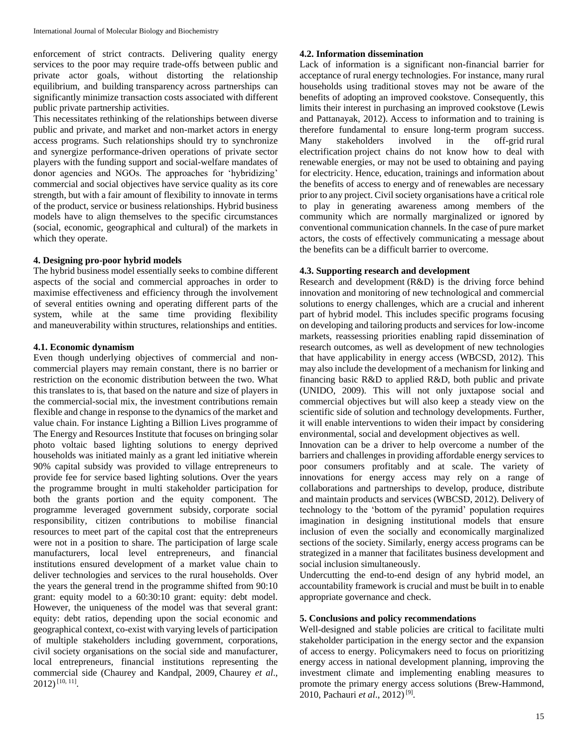enforcement of strict contracts. Delivering quality energy services to the poor may require trade-offs between public and private actor goals, without distorting the relationship equilibrium, and building transparency across partnerships can significantly minimize transaction costs associated with different public private partnership activities.

This necessitates rethinking of the relationships between diverse public and private, and market and non-market actors in energy access programs. Such relationships should try to synchronize and synergize performance-driven operations of private sector players with the funding support and social-welfare mandates of donor agencies and NGOs. The approaches for 'hybridizing' commercial and social objectives have service quality as its core strength, but with a fair amount of flexibility to innovate in terms of the product, service or business relationships. Hybrid business models have to align themselves to the specific circumstances (social, economic, geographical and cultural) of the markets in which they operate.

## 4. Designing pro-poor hybrid models

The hybrid business model essentially seeks to combine different aspects of the social and commercial approaches in order to maximise effectiveness and efficiency through the involvement of several entities owning and operating different parts of the system, while at the same time providing flexibility and maneuverability within structures, relationships and entities.

### 4.1. Economic dynamism

Even though underlying objectives of commercial and non-commercial players may remain constant, there is no barrier or restriction on the economic distribution between the two. What this translates to is, that based on the nature and size of players in the commercial-social mix, the investment contributions remain flexible and change in response to the dynamics of the market and value chain. For instance Lighting a Billion Lives programme of The Energy and Resources Institute that focuses on bringing solar photo voltaic based lighting solutions to energy deprived households was initiated mainly as a grant led initiative wherein 90% capital subsidy was provided to village entrepreneurs to provide fee for service based lighting solutions. Over the years the programme brought in multi stakeholder participation for both the grants portion and the equity component. The programme leveraged government subsidy, corporate social responsibility, citizen contributions to mobilise financial resources to meet part of the capital cost that the entrepreneurs were not in a position to share. The participation of large scale manufacturers, local level entrepreneurs, and financial institutions ensured development of a market value chain to deliver technologies and services to the rural households. Over the years the general trend in the programme shifted from 90:10 grant: equity model to a 60:30:10 grant: equity: debt model. However, the uniqueness of the model was that several grant: equity: debt ratios, depending upon the social economic and geographical context, co-exist with varying levels of participation of multiple stakeholders including government, corporations, civil society organisations on the social side and manufacturer, local entrepreneurs, financial institutions representing the commercial side (Chaurey and Kandpal, 2009, Chaurey *et al*., 2012) [10, 11].

### 4.2. Information dissemination

Lack of information is a significant non-financial barrier for acceptance of rural energy technologies. For instance, many rural households using traditional stoves may not be aware of the benefits of adopting an improved cookstove. Consequently, this limits their interest in purchasing an improved cookstove (Lewis and Pattanayak, 2012). Access to information and to training is therefore fundamental to ensure long-term program success. Many stakeholders involved in the off-grid rural electrification project chains do not know how to deal with renewable energies, or may not be used to obtaining and paying for electricity. Hence, education, trainings and information about the benefits of access to energy and of renewables are necessary prior to any project. Civil society organisations have a critical role to play in generating awareness among members of the community which are normally marginalized or ignored by conventional communication channels. In the case of pure market actors, the costs of effectively communicating a message about the benefits can be a difficult barrier to overcome.

### 4.3. Supporting research and development

Research and development (R&D) is the driving force behind innovation and monitoring of new technological and commercial solutions to energy challenges, which are a crucial and inherent part of hybrid model. This includes specific programs focusing on developing and tailoring products and services for low-income markets, reassessing priorities enabling rapid dissemination of research outcomes, as well as development of new technologies that have applicability in energy access (WBCSD, 2012). This may also include the development of a mechanism for linking and financing basic R&D to applied R&D, both public and private (UNIDO, 2009). This will not only juxtapose social and commercial objectives but will also keep a steady view on the scientific side of solution and technology developments. Further, it will enable interventions to widen their impact by considering environmental, social and development objectives as well.

Innovation can be a driver to help overcome a number of the barriers and challenges in providing affordable energy services to poor consumers profitably and at scale. The variety of innovations for energy access may rely on a range of collaborations and partnerships to develop, produce, distribute and maintain products and services (WBCSD, 2012). Delivery of technology to the 'bottom of the pyramid' population requires imagination in designing institutional models that ensure inclusion of even the socially and economically marginalized sections of the society. Similarly, energy access programs can be strategized in a manner that facilitates business development and social inclusion simultaneously.

Undercutting the end-to-end design of any hybrid model, an accountability framework is crucial and must be built in to enable appropriate governance and check.

## 5. Conclusions and policy recommendations

Well-designed and stable policies are critical to facilitate multi stakeholder participation in the energy sector and the expansion of access to energy. Policymakers need to focus on prioritizing energy access in national development planning, improving the investment climate and implementing enabling measures to promote the primary energy access solutions (Brew-Hammond, 2010, Pachauri *et al*., 2012) [9].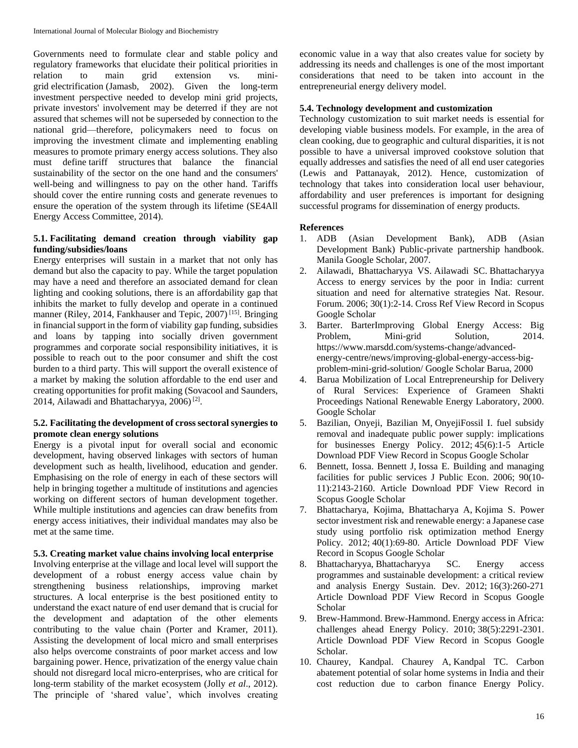Governments need to formulate clear and stable policy and regulatory frameworks that elucidate their political priorities in relation to main grid extension vs. mini-grid electrification (Jamasb, 2002). Given the long-term investment perspective needed to develop mini grid projects, private investors' involvement may be deterred if they are not assured that schemes will not be superseded by connection to the national grid—therefore, policymakers need to focus on improving the investment climate and implementing enabling measures to promote primary energy access solutions. They also must define tariff structures that balance the financial sustainability of the sector on the one hand and the consumers' well-being and willingness to pay on the other hand. Tariffs should cover the entire running costs and generate revenues to ensure the operation of the system through its lifetime (SE4All Energy Access Committee, 2014).

### 5.1. Facilitating demand creation through viability gap funding/subsidies/loans

Energy enterprises will sustain in a market that not only has demand but also the capacity to pay. While the target population may have a need and therefore an associated demand for clean lighting and cooking solutions, there is an affordability gap that inhibits the market to fully develop and operate in a continued manner (Riley, 2014, Fankhauser and Tepic, 2007) [15]. Bringing in financial support in the form of viability gap funding, subsidies and loans by tapping into socially driven government programmes and corporate social responsibility initiatives, it is possible to reach out to the poor consumer and shift the cost burden to a third party. This will support the overall existence of a market by making the solution affordable to the end user and creating opportunities for profit making (Sovacool and Saunders, 2014, Ailawadi and Bhattacharyya, 2006) [2].

### 5.2. Facilitating the development of cross sectoral synergies to promote clean energy solutions

Energy is a pivotal input for overall social and economic development, having observed linkages with sectors of human development such as health, livelihood, education and gender. Emphasising on the role of energy in each of these sectors will help in bringing together a multitude of institutions and agencies working on different sectors of human development together. While multiple institutions and agencies can draw benefits from energy access initiatives, their individual mandates may also be met at the same time.

### 5.3. Creating market value chains involving local enterprise

Involving enterprise at the village and local level will support the development of a robust energy access value chain by strengthening business relationships, improving market structures. A local enterprise is the best positioned entity to understand the exact nature of end user demand that is crucial for the development and adaptation of the other elements contributing to the value chain (Porter and Kramer, 2011). Assisting the development of local micro and small enterprises also helps overcome constraints of poor market access and low bargaining power. Hence, privatization of the energy value chain should not disregard local micro-enterprises, who are critical for long-term stability of the market ecosystem (Jolly *et al*., 2012). The principle of 'shared value', which involves creating economic value in a way that also creates value for society by addressing its needs and challenges is one of the most important considerations that need to be taken into account in the entrepreneurial energy delivery model.

### 5.4. Technology development and customization

Technology customization to suit market needs is essential for developing viable business models. For example, in the area of clean cooking, due to geographic and cultural disparities, it is not possible to have a universal improved cookstove solution that equally addresses and satisfies the need of all end user categories (Lewis and Pattanayak, 2012). Hence, customization of technology that takes into consideration local user behaviour, affordability and user preferences is important for designing successful programs for dissemination of energy products.

## References

1. ADB (Asian Development Bank), ADB (Asian Development Bank) Public-private partnership handbook. Manila Google Scholar, 2007.
2. Ailawadi, Bhattacharyya VS. Ailawadi SC. Bhattacharyya Access to energy services by the poor in India: current situation and need for alternative strategies Nat. Resour. Forum. 2006; 30(1):2-14. Cross Ref View Record in Scopus Google Scholar
3. Barter. BarterImproving Global Energy Access: Big Problem, Mini-grid Solution, 2014. https://www.marsdd.com/systems-change/advanced-energy-centre/news/improving-global-energy-access-big-problem-mini-grid-solution/ Google Scholar Barua, 2000
4. Barua Mobilization of Local Entrepreneurship for Delivery of Rural Services: Experience of Grameen Shakti Proceedings National Renewable Energy Laboratory, 2000. Google Scholar
5. Bazilian, Onyeji, Bazilian M, OnyejiFossil I. fuel subsidy removal and inadequate public power supply: implications for businesses Energy Policy. 2012; 45(6):1-5 Article Download PDF View Record in Scopus Google Scholar
6. Bennett, Iossa. Bennett J, Iossa E. Building and managing facilities for public services J Public Econ. 2006; 90(10-11):2143-2160. Article Download PDF View Record in Scopus Google Scholar
7. Bhattacharya, Kojima, Bhattacharya A, Kojima S. Power sector investment risk and renewable energy: a Japanese case study using portfolio risk optimization method Energy Policy. 2012; 40(1):69-80. Article Download PDF View Record in Scopus Google Scholar
8. Bhattacharyya, Bhattacharyya SC. Energy access programmes and sustainable development: a critical review and analysis Energy Sustain. Dev. 2012; 16(3):260-271 Article Download PDF View Record in Scopus Google Scholar
9. Brew-Hammond. Brew-Hammond. Energy access in Africa: challenges ahead Energy Policy. 2010; 38(5):2291-2301. Article Download PDF View Record in Scopus Google Scholar.
10. Chaurey, Kandpal. Chaurey A, Kandpal TC. Carbon abatement potential of solar home systems in India and their cost reduction due to carbon finance Energy Policy.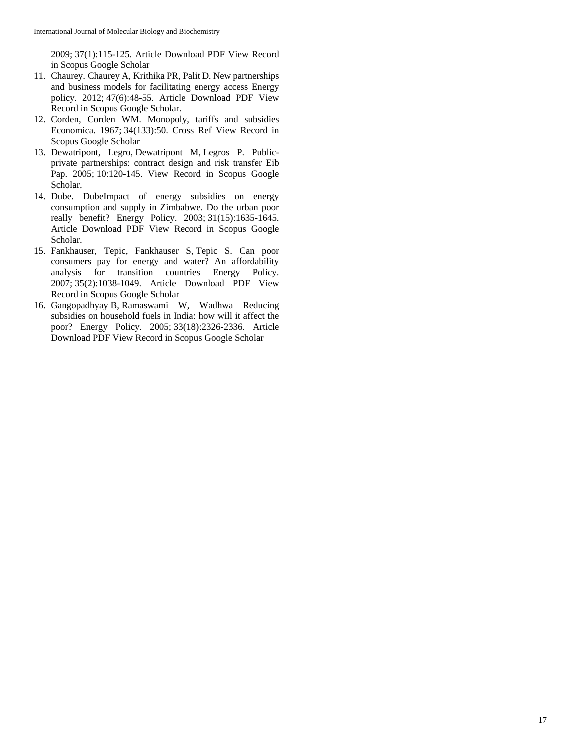2009; 37(1):115-125. Article Download PDF View Record in Scopus Google Scholar

11. Chaurey. Chaurey A, Krithika PR, Palit D. New partnerships and business models for facilitating energy access Energy policy. 2012; 47(6):48-55. Article Download PDF View Record in Scopus Google Scholar.
12. Corden, Corden WM. Monopoly, tariffs and subsidies Economica. 1967; 34(133):50. Cross Ref View Record in Scopus Google Scholar
13. Dewatripont, Legro, Dewatripont M, Legros P. Public-private partnerships: contract design and risk transfer Eib Pap. 2005; 10:120-145. View Record in Scopus Google Scholar.
14. Dube. DubeImpact of energy subsidies on energy consumption and supply in Zimbabwe. Do the urban poor really benefit? Energy Policy. 2003; 31(15):1635-1645. Article Download PDF View Record in Scopus Google Scholar.
15. Fankhauser, Tepic, Fankhauser S, Tepic S. Can poor consumers pay for energy and water? An affordability analysis for transition countries Energy Policy. 2007; 35(2):1038-1049. Article Download PDF View Record in Scopus Google Scholar
16. Gangopadhyay B, Ramaswami W, Wadhwa Reducing subsidies on household fuels in India: how will it affect the poor? Energy Policy. 2005; 33(18):2326-2336. Article Download PDF View Record in Scopus Google Scholar